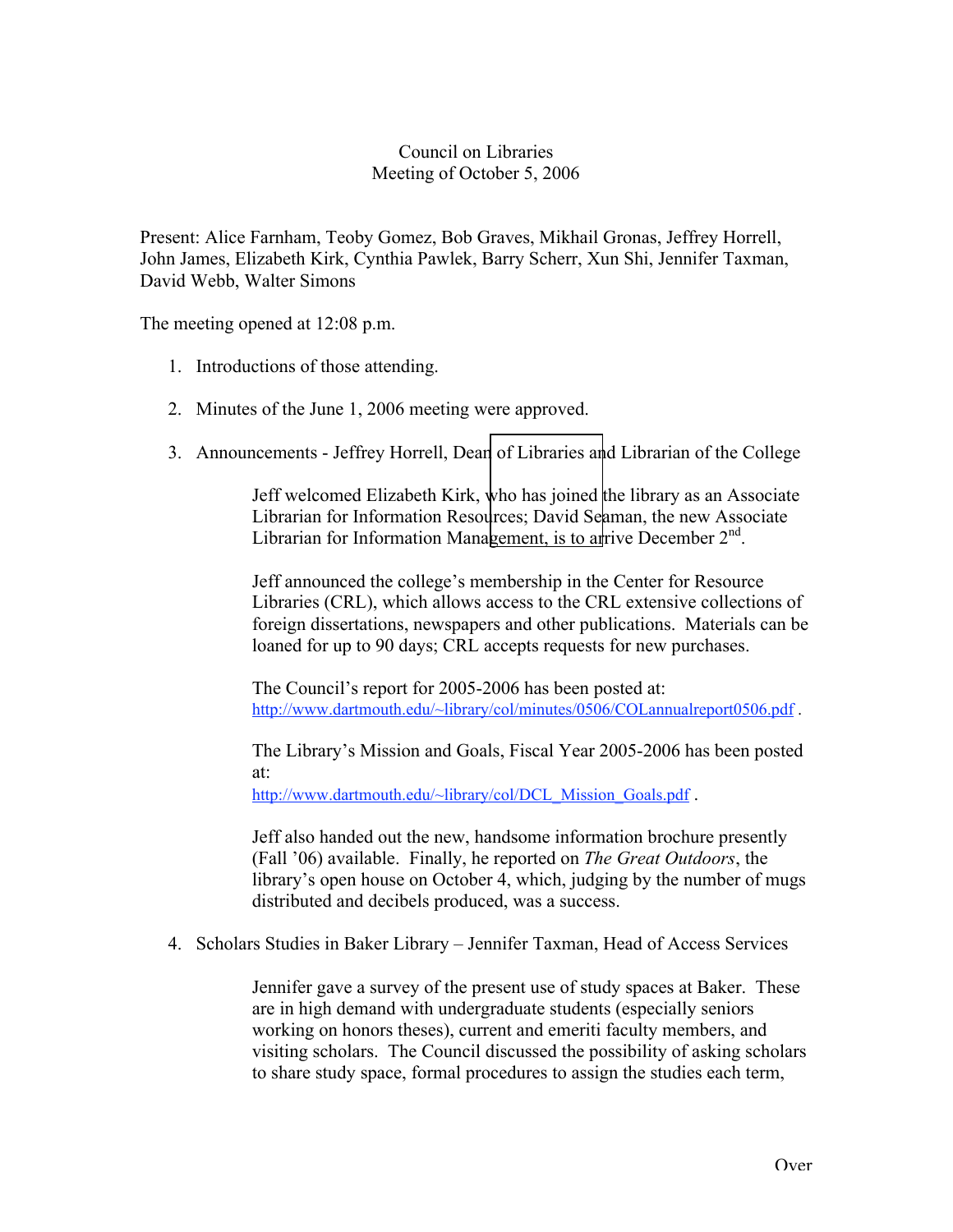# Council on Libraries
## Meeting of October 5, 2006

Present: Alice Farnham, Teoby Gomez, Bob Graves, Mikhail Gronas, Jeffrey Horrell, John James, Elizabeth Kirk, Cynthia Pawlek, Barry Scherr, Xun Shi, Jennifer Taxman, David Webb, Walter Simons

The meeting opened at 12:08 p.m.

1. Introductions of those attending.

2. Minutes of the June 1, 2006 meeting were approved.

3. Announcements - Jeffrey Horrell, Dean of Libraries and Librarian of the College

   Jeff welcomed Elizabeth Kirk, who has joined the library as an Associate Librarian for Information Resources; David Seaman, the new Associate Librarian for Information Management, is to arrive December 2nd.

   Jeff announced the college's membership in the Center for Resource Libraries (CRL), which allows access to the CRL extensive collections of foreign dissertations, newspapers and other publications. Materials can be loaned for up to 90 days; CRL accepts requests for new purchases.

   The Council's report for 2005-2006 has been posted at: http://www.dartmouth.edu/~library/col/minutes/0506/COLannualreport0506.pdf .

   The Library's Mission and Goals, Fiscal Year 2005-2006 has been posted at: http://www.dartmouth.edu/~library/col/DCL_Mission_Goals.pdf .

   Jeff also handed out the new, handsome information brochure presently (Fall '06) available. Finally, he reported on *The Great Outdoors*, the library's open house on October 4, which, judging by the number of mugs distributed and decibels produced, was a success.

4. Scholars Studies in Baker Library – Jennifer Taxman, Head of Access Services

   Jennifer gave a survey of the present use of study spaces at Baker. These are in high demand with undergraduate students (especially seniors working on honors theses), current and emeriti faculty members, and visiting scholars. The Council discussed the possibility of asking scholars to share study space, formal procedures to assign the studies each term,

Over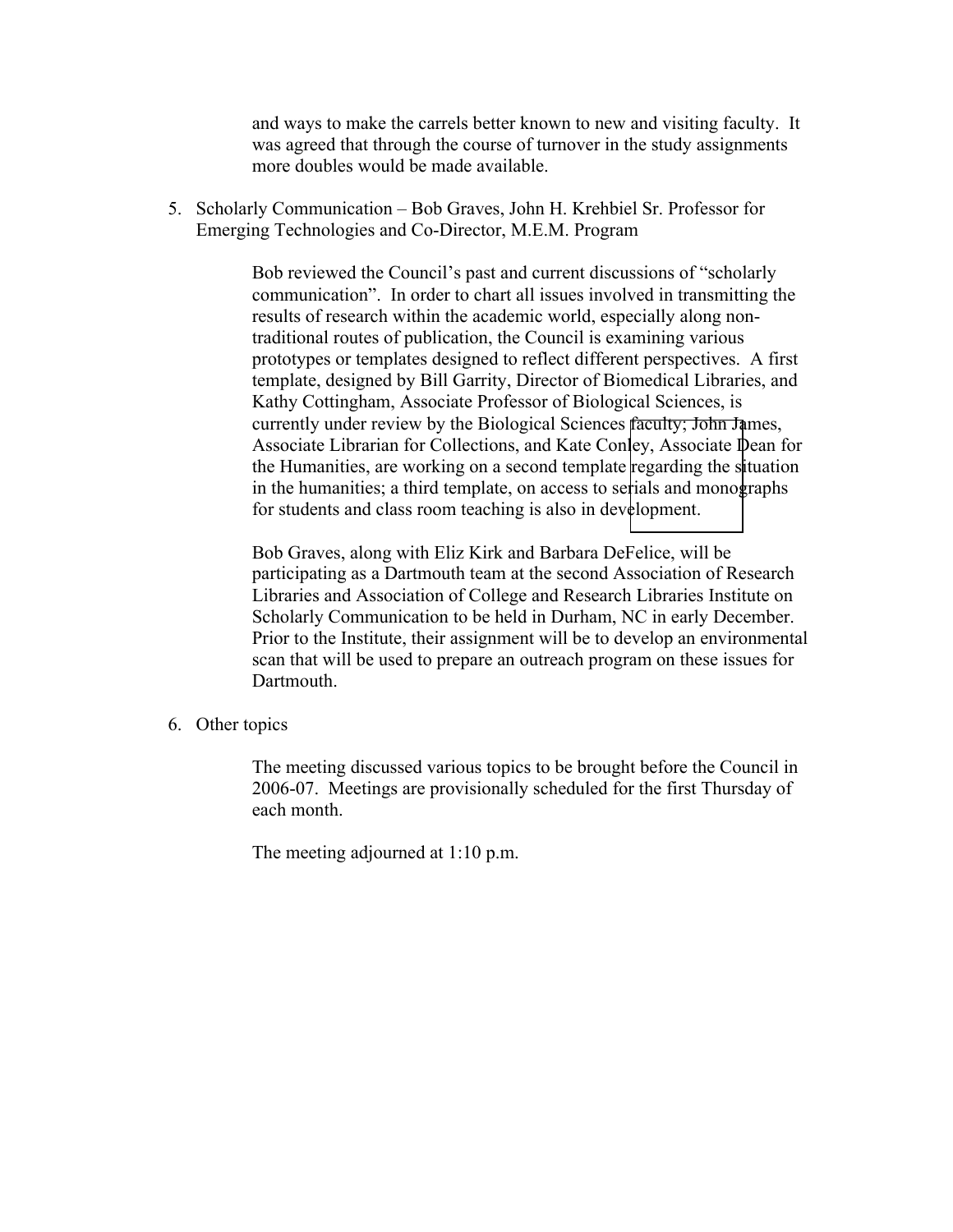and ways to make the carrels better known to new and visiting faculty. It was agreed that through the course of turnover in the study assignments more doubles would be made available.

5. Scholarly Communication – Bob Graves, John H. Krehbiel Sr. Professor for Emerging Technologies and Co-Director, M.E.M. Program

   Bob reviewed the Council's past and current discussions of "scholarly communication". In order to chart all issues involved in transmitting the results of research within the academic world, especially along non-traditional routes of publication, the Council is examining various prototypes or templates designed to reflect different perspectives. A first template, designed by Bill Garrity, Director of Biomedical Libraries, and Kathy Cottingham, Associate Professor of Biological Sciences, is currently under review by the Biological Sciences faculty; John James, Associate Librarian for Collections, and Kate Conley, Associate Dean for the Humanities, are working on a second template regarding the situation in the humanities; a third template, on access to serials and monographs for students and class room teaching is also in development.

   Bob Graves, along with Eliz Kirk and Barbara DeFelice, will be participating as a Dartmouth team at the second Association of Research Libraries and Association of College and Research Libraries Institute on Scholarly Communication to be held in Durham, NC in early December. Prior to the Institute, their assignment will be to develop an environmental scan that will be used to prepare an outreach program on these issues for Dartmouth.

6. Other topics

   The meeting discussed various topics to be brought before the Council in 2006-07. Meetings are provisionally scheduled for the first Thursday of each month.

   The meeting adjourned at 1:10 p.m.